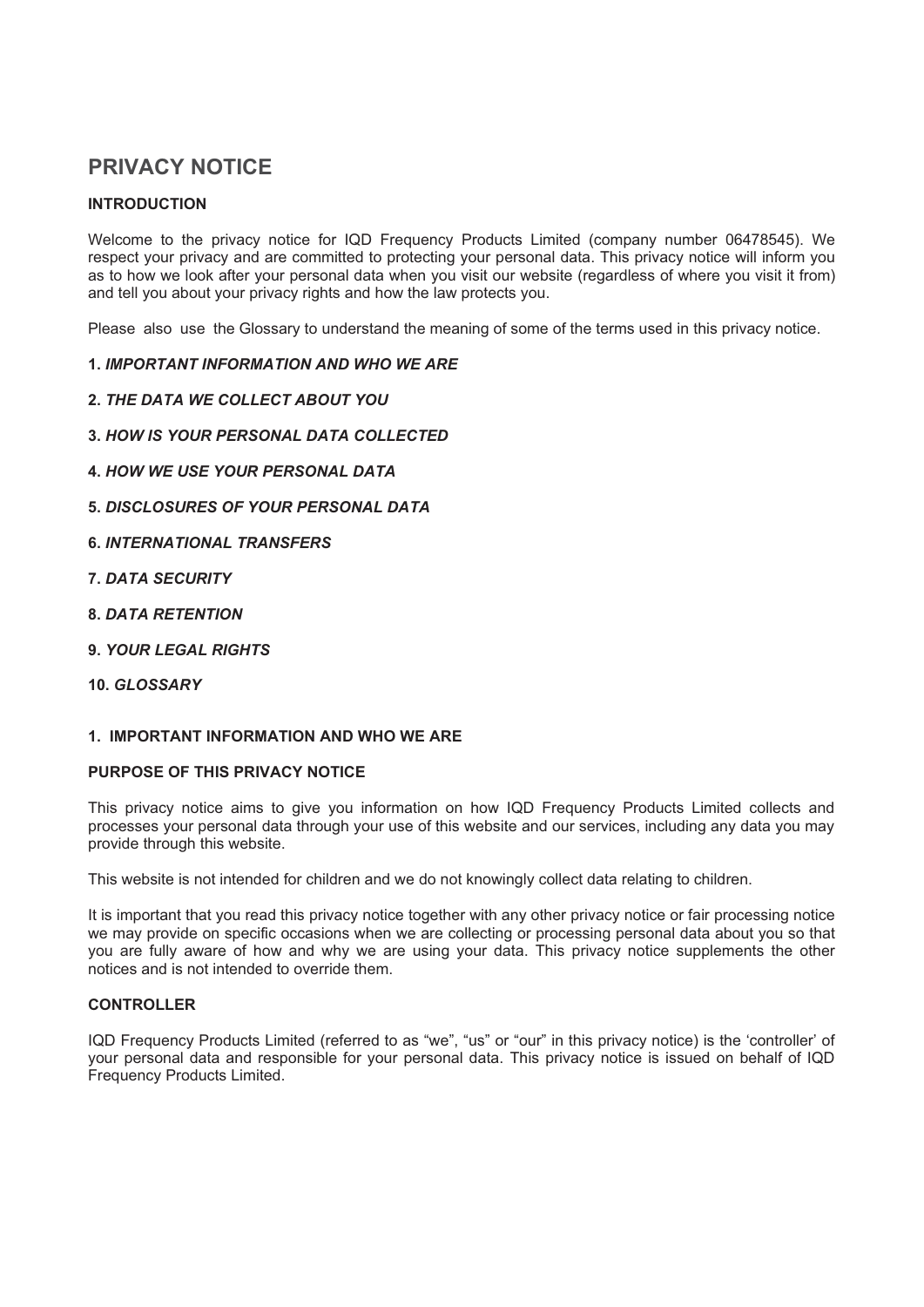# PRIVACY NOTICE

## INTRODUCTION

Welcome to the privacy notice for IQD Frequency Products Limited (company number 06478545). We respect your privacy and are committed to protecting your personal data. This privacy notice will inform you as to how we look after your personal data when you visit our website (regardless of where you visit it from) and tell you about your privacy rights and how the law protects you.

Please also use the Glossary to understand the meaning of some of the terms used in this privacy notice.

**1.** ***IMPORTANT INFORMATION AND WHO WE ARE***

**2.** ***THE DATA WE COLLECT ABOUT YOU***

**3.** ***HOW IS YOUR PERSONAL DATA COLLECTED***

**4.** ***HOW WE USE YOUR PERSONAL DATA***

**5.** ***DISCLOSURES OF YOUR PERSONAL DATA***

**6.** ***INTERNATIONAL TRANSFERS***

**7.** ***DATA SECURITY***

**8.** ***DATA RETENTION***

**9.** ***YOUR LEGAL RIGHTS***

**10.** ***GLOSSARY***

## 1. IMPORTANT INFORMATION AND WHO WE ARE

### PURPOSE OF THIS PRIVACY NOTICE

This privacy notice aims to give you information on how IQD Frequency Products Limited collects and processes your personal data through your use of this website and our services, including any data you may provide through this website.

This website is not intended for children and we do not knowingly collect data relating to children.

It is important that you read this privacy notice together with any other privacy notice or fair processing notice we may provide on specific occasions when we are collecting or processing personal data about you so that you are fully aware of how and why we are using your data. This privacy notice supplements the other notices and is not intended to override them.

### CONTROLLER

IQD Frequency Products Limited (referred to as "we", "us" or "our" in this privacy notice) is the 'controller' of your personal data and responsible for your personal data. This privacy notice is issued on behalf of IQD Frequency Products Limited.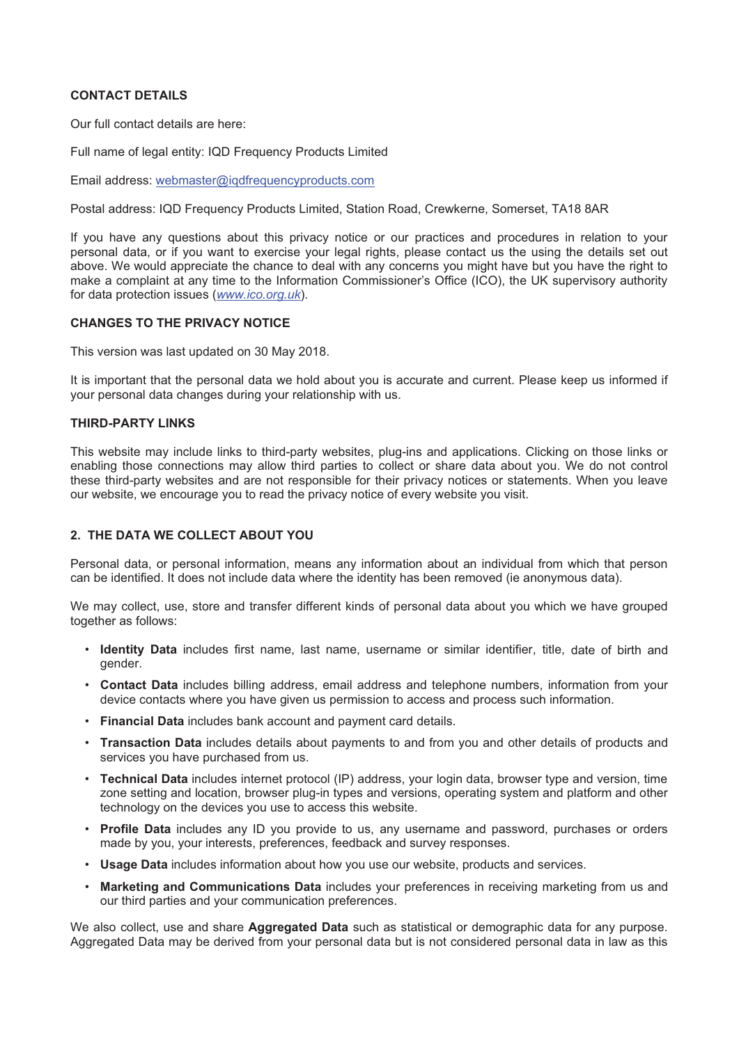**CONTACT DETAILS**

Our full contact details are here:

Full name of legal entity: IQD Frequency Products Limited

Email address: webmaster@iqdfrequencyproducts.com

Postal address: IQD Frequency Products Limited, Station Road, Crewkerne, Somerset, TA18 8AR

If you have any questions about this privacy notice or our practices and procedures in relation to your personal data, or if you want to exercise your legal rights, please contact us the using the details set out above. We would appreciate the chance to deal with any concerns you might have but you have the right to make a complaint at any time to the Information Commissioner's Office (ICO), the UK supervisory authority for data protection issues (*www.ico.org.uk*).

**CHANGES TO THE PRIVACY NOTICE**

This version was last updated on 30 May 2018.

It is important that the personal data we hold about you is accurate and current. Please keep us informed if your personal data changes during your relationship with us.

**THIRD-PARTY LINKS**

This website may include links to third-party websites, plug-ins and applications. Clicking on those links or enabling those connections may allow third parties to collect or share data about you. We do not control these third-party websites and are not responsible for their privacy notices or statements. When you leave our website, we encourage you to read the privacy notice of every website you visit.

## 2. THE DATA WE COLLECT ABOUT YOU

Personal data, or personal information, means any information about an individual from which that person can be identified. It does not include data where the identity has been removed (ie anonymous data).

We may collect, use, store and transfer different kinds of personal data about you which we have grouped together as follows:

- **Identity Data** includes first name, last name, username or similar identifier, title, date of birth and gender.
- **Contact Data** includes billing address, email address and telephone numbers, information from your device contacts where you have given us permission to access and process such information.
- **Financial Data** includes bank account and payment card details.
- **Transaction Data** includes details about payments to and from you and other details of products and services you have purchased from us.
- **Technical Data** includes internet protocol (IP) address, your login data, browser type and version, time zone setting and location, browser plug-in types and versions, operating system and platform and other technology on the devices you use to access this website.
- **Profile Data** includes any ID you provide to us, any username and password, purchases or orders made by you, your interests, preferences, feedback and survey responses.
- **Usage Data** includes information about how you use our website, products and services.
- **Marketing and Communications Data** includes your preferences in receiving marketing from us and our third parties and your communication preferences.

We also collect, use and share **Aggregated Data** such as statistical or demographic data for any purpose. Aggregated Data may be derived from your personal data but is not considered personal data in law as this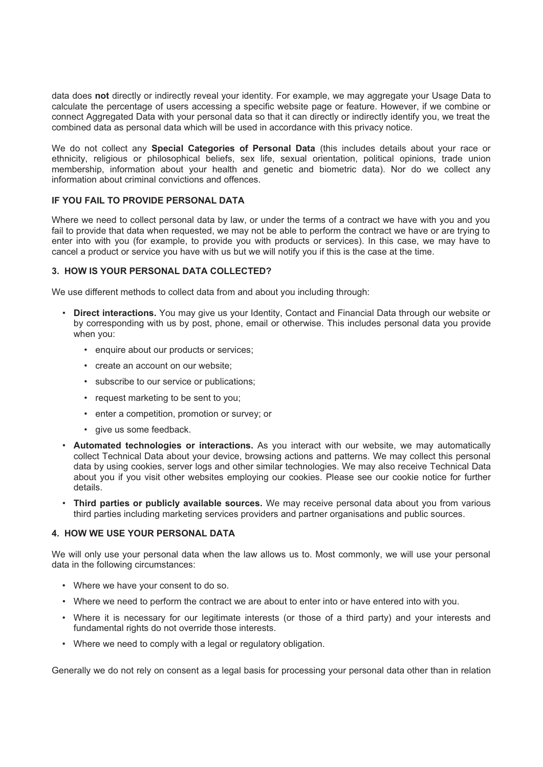data does **not** directly or indirectly reveal your identity. For example, we may aggregate your Usage Data to calculate the percentage of users accessing a specific website page or feature. However, if we combine or connect Aggregated Data with your personal data so that it can directly or indirectly identify you, we treat the combined data as personal data which will be used in accordance with this privacy notice.

We do not collect any **Special Categories of Personal Data** (this includes details about your race or ethnicity, religious or philosophical beliefs, sex life, sexual orientation, political opinions, trade union membership, information about your health and genetic and biometric data). Nor do we collect any information about criminal convictions and offences.

### IF YOU FAIL TO PROVIDE PERSONAL DATA

Where we need to collect personal data by law, or under the terms of a contract we have with you and you fail to provide that data when requested, we may not be able to perform the contract we have or are trying to enter into with you (for example, to provide you with products or services). In this case, we may have to cancel a product or service you have with us but we will notify you if this is the case at the time.

### 3. HOW IS YOUR PERSONAL DATA COLLECTED?

We use different methods to collect data from and about you including through:

- **Direct interactions.** You may give us your Identity, Contact and Financial Data through our website or by corresponding with us by post, phone, email or otherwise. This includes personal data you provide when you:
  - enquire about our products or services;
  - create an account on our website;
  - subscribe to our service or publications;
  - request marketing to be sent to you;
  - enter a competition, promotion or survey; or
  - give us some feedback.
- **Automated technologies or interactions.** As you interact with our website, we may automatically collect Technical Data about your device, browsing actions and patterns. We may collect this personal data by using cookies, server logs and other similar technologies. We may also receive Technical Data about you if you visit other websites employing our cookies. Please see our cookie notice for further details.
- **Third parties or publicly available sources.** We may receive personal data about you from various third parties including marketing services providers and partner organisations and public sources.

### 4. HOW WE USE YOUR PERSONAL DATA

We will only use your personal data when the law allows us to. Most commonly, we will use your personal data in the following circumstances:

- Where we have your consent to do so.
- Where we need to perform the contract we are about to enter into or have entered into with you.
- Where it is necessary for our legitimate interests (or those of a third party) and your interests and fundamental rights do not override those interests.
- Where we need to comply with a legal or regulatory obligation.

Generally we do not rely on consent as a legal basis for processing your personal data other than in relation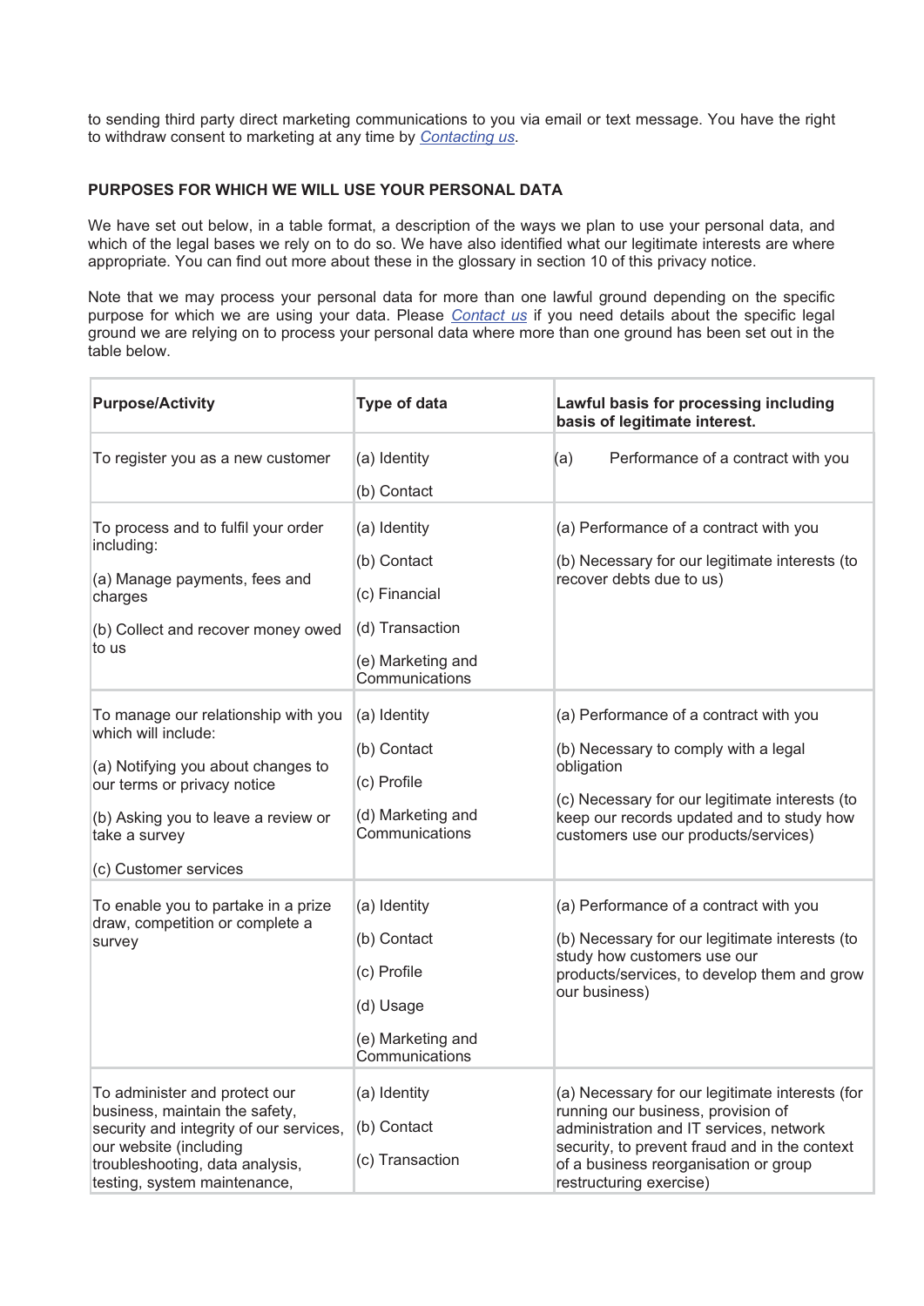to sending third party direct marketing communications to you via email or text message. You have the right to withdraw consent to marketing at any time by *Contacting us*.

**PURPOSES FOR WHICH WE WILL USE YOUR PERSONAL DATA**

We have set out below, in a table format, a description of the ways we plan to use your personal data, and which of the legal bases we rely on to do so. We have also identified what our legitimate interests are where appropriate. You can find out more about these in the glossary in section 10 of this privacy notice.

Note that we may process your personal data for more than one lawful ground depending on the specific purpose for which we are using your data. Please *Contact us* if you need details about the specific legal ground we are relying on to process your personal data where more than one ground has been set out in the table below.

| **Purpose/Activity** | **Type of data** | **Lawful basis for processing including basis of legitimate interest.** |
| --- | --- | --- |
| To register you as a new customer | (a) Identity<br><br>(b) Contact | (a) Performance of a contract with you |
| To process and to fulfil your order including:<br><br>(a) Manage payments, fees and charges<br><br>(b) Collect and recover money owed to us | (a) Identity<br><br>(b) Contact<br><br>(c) Financial<br><br>(d) Transaction<br><br>(e) Marketing and Communications | (a) Performance of a contract with you<br><br>(b) Necessary for our legitimate interests (to recover debts due to us) |
| To manage our relationship with you which will include:<br><br>(a) Notifying you about changes to our terms or privacy notice<br><br>(b) Asking you to leave a review or take a survey<br><br>(c) Customer services | (a) Identity<br><br>(b) Contact<br><br>(c) Profile<br><br>(d) Marketing and Communications | (a) Performance of a contract with you<br><br>(b) Necessary to comply with a legal obligation<br><br>(c) Necessary for our legitimate interests (to keep our records updated and to study how customers use our products/services) |
| To enable you to partake in a prize draw, competition or complete a survey | (a) Identity<br><br>(b) Contact<br><br>(c) Profile<br><br>(d) Usage<br><br>(e) Marketing and Communications | (a) Performance of a contract with you<br><br>(b) Necessary for our legitimate interests (to study how customers use our products/services, to develop them and grow our business) |
| To administer and protect our business, maintain the safety, security and integrity of our services, our website (including troubleshooting, data analysis, testing, system maintenance, | (a) Identity<br><br>(b) Contact<br><br>(c) Transaction | (a) Necessary for our legitimate interests (for running our business, provision of administration and IT services, network security, to prevent fraud and in the context of a business reorganisation or group restructuring exercise) |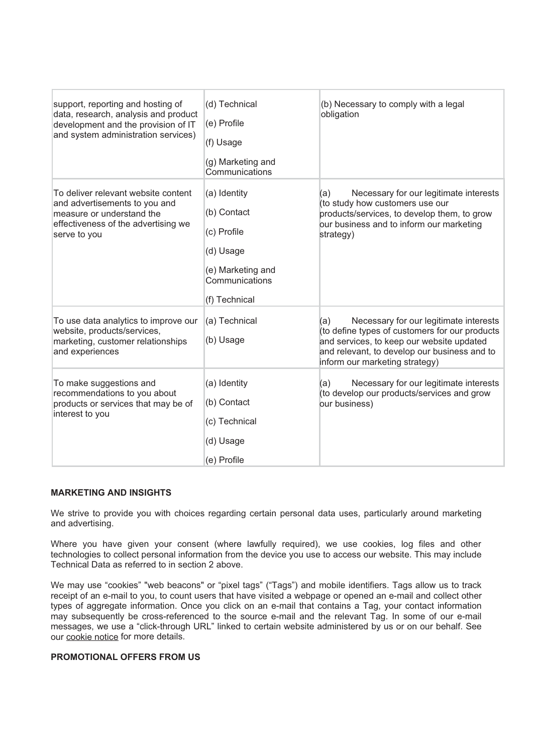| | | |
|---|---|---|
| support, reporting and hosting of data, research, analysis and product development and the provision of IT and system administration services) | (d) Technical<br>(e) Profile<br>(f) Usage<br>(g) Marketing and Communications | (b) Necessary to comply with a legal obligation |
| To deliver relevant website content and advertisements to you and measure or understand the effectiveness of the advertising we serve to you | (a) Identity<br>(b) Contact<br>(c) Profile<br>(d) Usage<br>(e) Marketing and Communications<br>(f) Technical | (a) Necessary for our legitimate interests (to study how customers use our products/services, to develop them, to grow our business and to inform our marketing strategy) |
| To use data analytics to improve our website, products/services, marketing, customer relationships and experiences | (a) Technical<br>(b) Usage | (a) Necessary for our legitimate interests (to define types of customers for our products and services, to keep our website updated and relevant, to develop our business and to inform our marketing strategy) |
| To make suggestions and recommendations to you about products or services that may be of interest to you | (a) Identity<br>(b) Contact<br>(c) Technical<br>(d) Usage<br>(e) Profile | (a) Necessary for our legitimate interests (to develop our products/services and grow our business) |

**MARKETING AND INSIGHTS**

We strive to provide you with choices regarding certain personal data uses, particularly around marketing and advertising.

Where you have given your consent (where lawfully required), we use cookies, log files and other technologies to collect personal information from the device you use to access our website. This may include Technical Data as referred to in section 2 above.

We may use "cookies" "web beacons" or "pixel tags" ("Tags") and mobile identifiers. Tags allow us to track receipt of an e-mail to you, to count users that have visited a webpage or opened an e-mail and collect other types of aggregate information. Once you click on an e-mail that contains a Tag, your contact information may subsequently be cross-referenced to the source e-mail and the relevant Tag. In some of our e-mail messages, we use a "click-through URL" linked to certain website administered by us or on our behalf. See our cookie notice for more details.

**PROMOTIONAL OFFERS FROM US**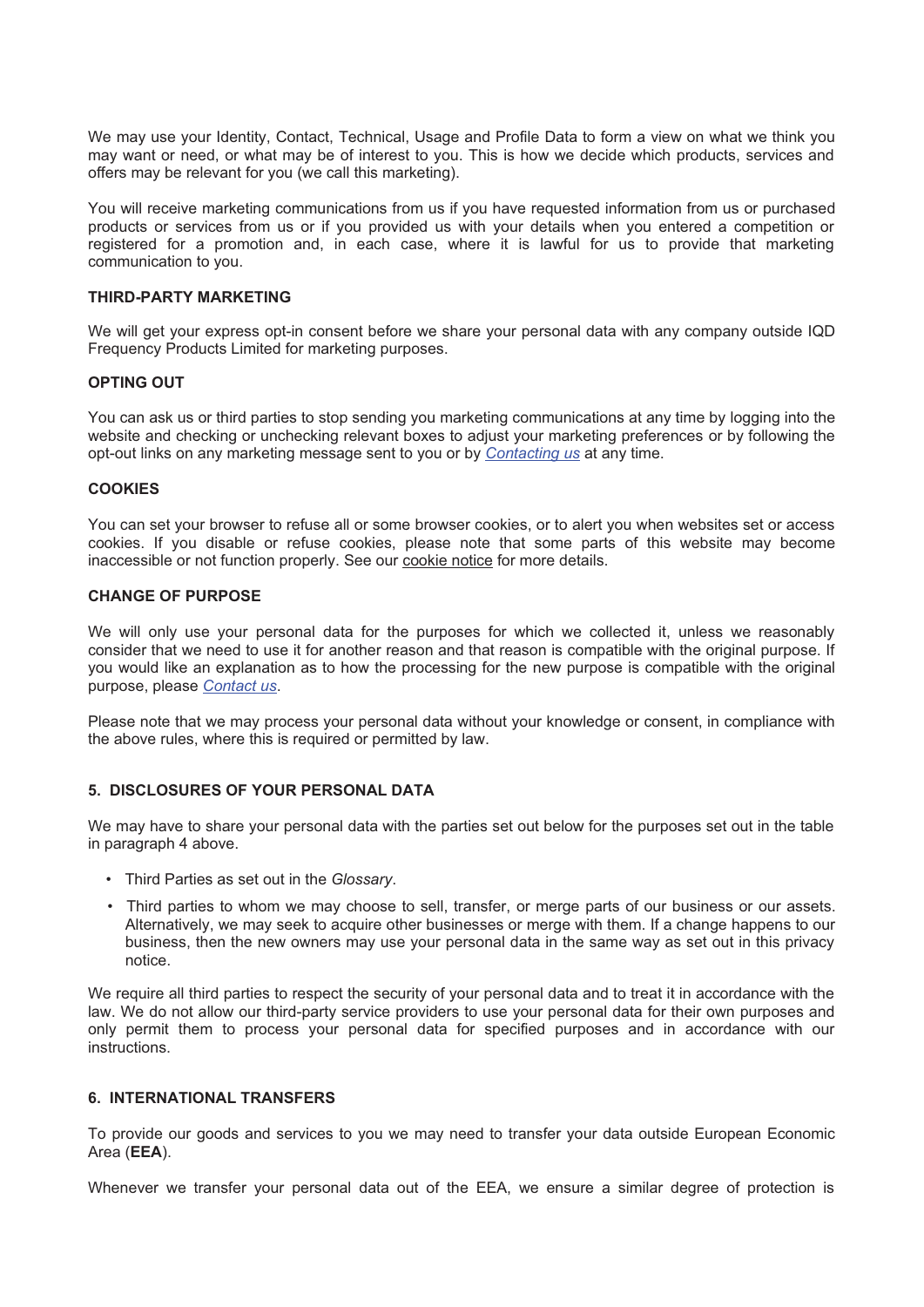We may use your Identity, Contact, Technical, Usage and Profile Data to form a view on what we think you may want or need, or what may be of interest to you. This is how we decide which products, services and offers may be relevant for you (we call this marketing).

You will receive marketing communications from us if you have requested information from us or purchased products or services from us or if you provided us with your details when you entered a competition or registered for a promotion and, in each case, where it is lawful for us to provide that marketing communication to you.

**THIRD-PARTY MARKETING**

We will get your express opt-in consent before we share your personal data with any company outside IQD Frequency Products Limited for marketing purposes.

**OPTING OUT**

You can ask us or third parties to stop sending you marketing communications at any time by logging into the website and checking or unchecking relevant boxes to adjust your marketing preferences or by following the opt-out links on any marketing message sent to you or by *Contacting us* at any time.

**COOKIES**

You can set your browser to refuse all or some browser cookies, or to alert you when websites set or access cookies. If you disable or refuse cookies, please note that some parts of this website may become inaccessible or not function properly. See our cookie notice for more details.

**CHANGE OF PURPOSE**

We will only use your personal data for the purposes for which we collected it, unless we reasonably consider that we need to use it for another reason and that reason is compatible with the original purpose. If you would like an explanation as to how the processing for the new purpose is compatible with the original purpose, please *Contact us*.

Please note that we may process your personal data without your knowledge or consent, in compliance with the above rules, where this is required or permitted by law.

## 5. DISCLOSURES OF YOUR PERSONAL DATA

We may have to share your personal data with the parties set out below for the purposes set out in the table in paragraph 4 above.

- Third Parties as set out in the *Glossary*.
- Third parties to whom we may choose to sell, transfer, or merge parts of our business or our assets. Alternatively, we may seek to acquire other businesses or merge with them. If a change happens to our business, then the new owners may use your personal data in the same way as set out in this privacy notice.

We require all third parties to respect the security of your personal data and to treat it in accordance with the law. We do not allow our third-party service providers to use your personal data for their own purposes and only permit them to process your personal data for specified purposes and in accordance with our instructions.

## 6. INTERNATIONAL TRANSFERS

To provide our goods and services to you we may need to transfer your data outside European Economic Area (**EEA**).

Whenever we transfer your personal data out of the EEA, we ensure a similar degree of protection is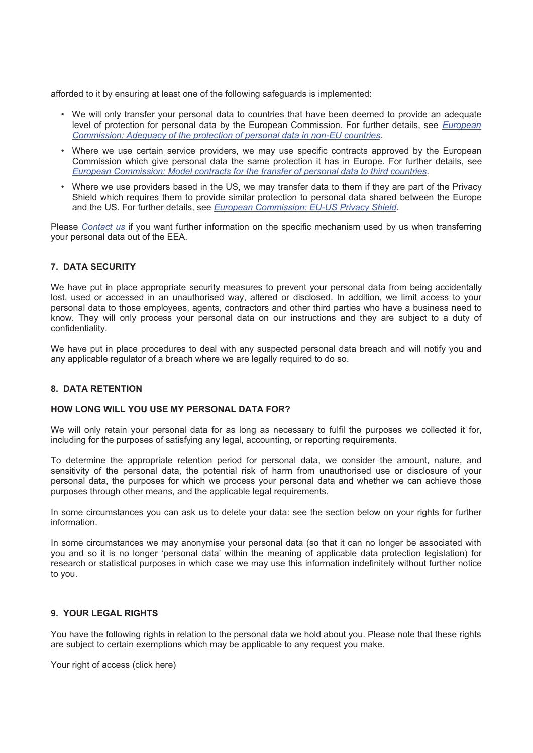afforded to it by ensuring at least one of the following safeguards is implemented:

- We will only transfer your personal data to countries that have been deemed to provide an adequate level of protection for personal data by the European Commission. For further details, see *European Commission: Adequacy of the protection of personal data in non-EU countries*.
- Where we use certain service providers, we may use specific contracts approved by the European Commission which give personal data the same protection it has in Europe. For further details, see *European Commission: Model contracts for the transfer of personal data to third countries*.
- Where we use providers based in the US, we may transfer data to them if they are part of the Privacy Shield which requires them to provide similar protection to personal data shared between the Europe and the US. For further details, see *European Commission: EU-US Privacy Shield*.

Please *Contact us* if you want further information on the specific mechanism used by us when transferring your personal data out of the EEA.

## 7. DATA SECURITY

We have put in place appropriate security measures to prevent your personal data from being accidentally lost, used or accessed in an unauthorised way, altered or disclosed. In addition, we limit access to your personal data to those employees, agents, contractors and other third parties who have a business need to know. They will only process your personal data on our instructions and they are subject to a duty of confidentiality.

We have put in place procedures to deal with any suspected personal data breach and will notify you and any applicable regulator of a breach where we are legally required to do so.

## 8. DATA RETENTION

### HOW LONG WILL YOU USE MY PERSONAL DATA FOR?

We will only retain your personal data for as long as necessary to fulfil the purposes we collected it for, including for the purposes of satisfying any legal, accounting, or reporting requirements.

To determine the appropriate retention period for personal data, we consider the amount, nature, and sensitivity of the personal data, the potential risk of harm from unauthorised use or disclosure of your personal data, the purposes for which we process your personal data and whether we can achieve those purposes through other means, and the applicable legal requirements.

In some circumstances you can ask us to delete your data: see the section below on your rights for further information.

In some circumstances we may anonymise your personal data (so that it can no longer be associated with you and so it is no longer 'personal data' within the meaning of applicable data protection legislation) for research or statistical purposes in which case we may use this information indefinitely without further notice to you.

## 9. YOUR LEGAL RIGHTS

You have the following rights in relation to the personal data we hold about you. Please note that these rights are subject to certain exemptions which may be applicable to any request you make.

Your right of access (click here)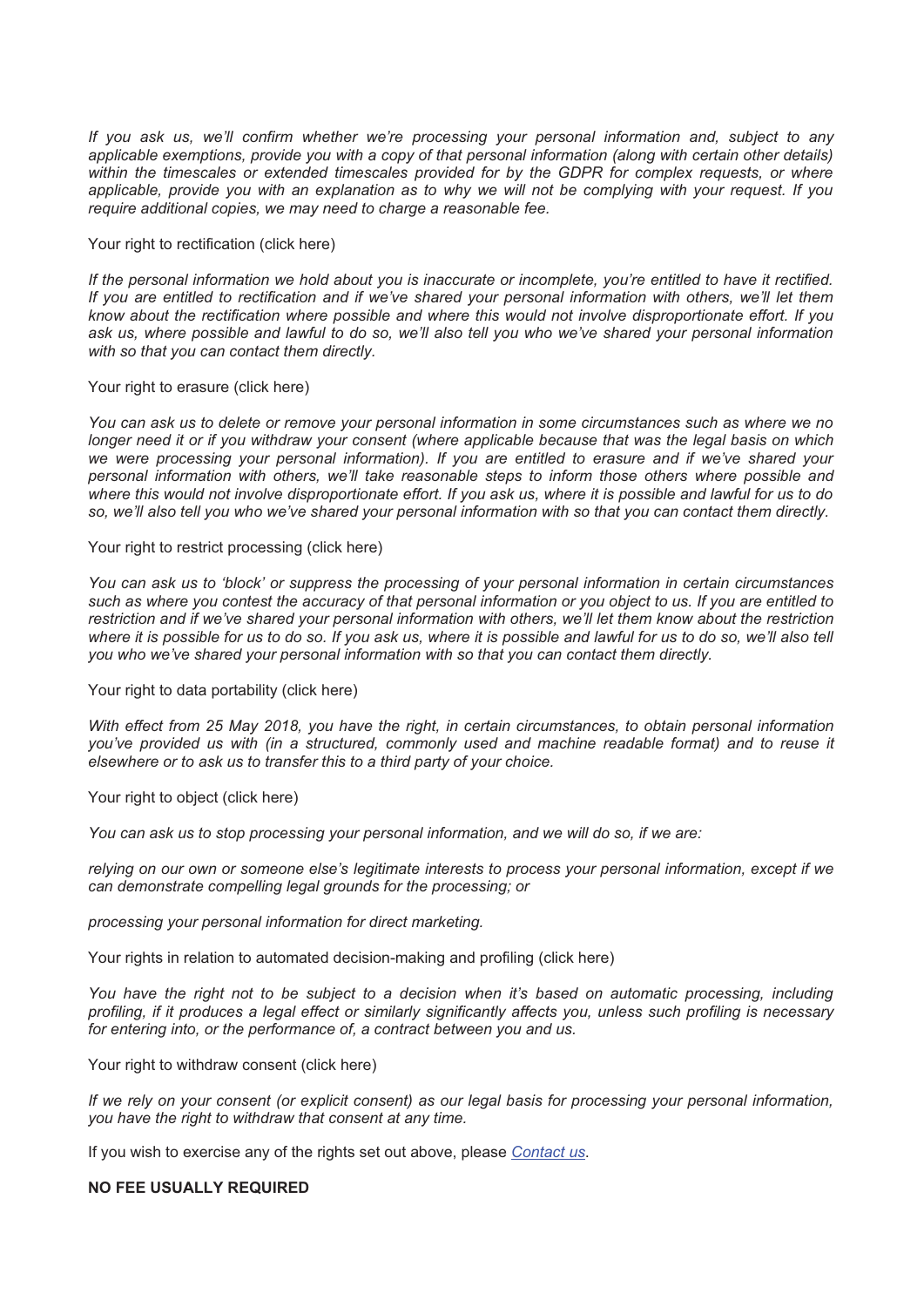*If you ask us, we'll confirm whether we're processing your personal information and, subject to any applicable exemptions, provide you with a copy of that personal information (along with certain other details) within the timescales or extended timescales provided for by the GDPR for complex requests, or where applicable, provide you with an explanation as to why we will not be complying with your request. If you require additional copies, we may need to charge a reasonable fee.*

Your right to rectification (click here)

*If the personal information we hold about you is inaccurate or incomplete, you're entitled to have it rectified. If you are entitled to rectification and if we've shared your personal information with others, we'll let them know about the rectification where possible and where this would not involve disproportionate effort. If you ask us, where possible and lawful to do so, we'll also tell you who we've shared your personal information with so that you can contact them directly.*

Your right to erasure (click here)

*You can ask us to delete or remove your personal information in some circumstances such as where we no longer need it or if you withdraw your consent (where applicable because that was the legal basis on which we were processing your personal information). If you are entitled to erasure and if we've shared your personal information with others, we'll take reasonable steps to inform those others where possible and where this would not involve disproportionate effort. If you ask us, where it is possible and lawful for us to do so, we'll also tell you who we've shared your personal information with so that you can contact them directly.*

Your right to restrict processing (click here)

*You can ask us to 'block' or suppress the processing of your personal information in certain circumstances such as where you contest the accuracy of that personal information or you object to us. If you are entitled to restriction and if we've shared your personal information with others, we'll let them know about the restriction where it is possible for us to do so. If you ask us, where it is possible and lawful for us to do so, we'll also tell you who we've shared your personal information with so that you can contact them directly.*

Your right to data portability (click here)

*With effect from 25 May 2018, you have the right, in certain circumstances, to obtain personal information you've provided us with (in a structured, commonly used and machine readable format) and to reuse it elsewhere or to ask us to transfer this to a third party of your choice.*

Your right to object (click here)

*You can ask us to stop processing your personal information, and we will do so, if we are:*

*relying on our own or someone else's legitimate interests to process your personal information, except if we can demonstrate compelling legal grounds for the processing; or*

*processing your personal information for direct marketing.*

Your rights in relation to automated decision-making and profiling (click here)

*You have the right not to be subject to a decision when it's based on automatic processing, including profiling, if it produces a legal effect or similarly significantly affects you, unless such profiling is necessary for entering into, or the performance of, a contract between you and us.*

Your right to withdraw consent (click here)

*If we rely on your consent (or explicit consent) as our legal basis for processing your personal information, you have the right to withdraw that consent at any time.*

If you wish to exercise any of the rights set out above, please *Contact us*.

**NO FEE USUALLY REQUIRED**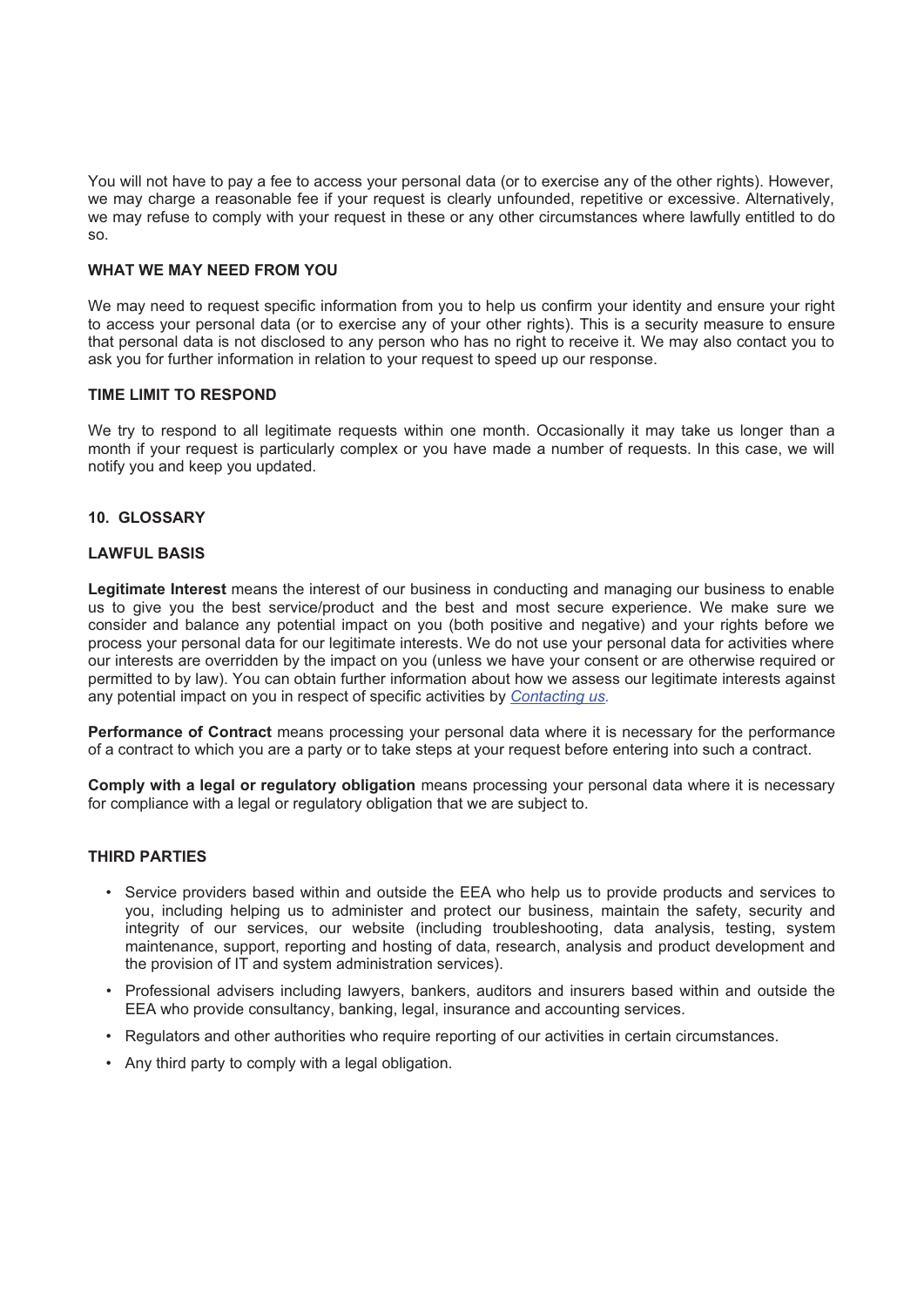You will not have to pay a fee to access your personal data (or to exercise any of the other rights). However, we may charge a reasonable fee if your request is clearly unfounded, repetitive or excessive. Alternatively, we may refuse to comply with your request in these or any other circumstances where lawfully entitled to do so.

**WHAT WE MAY NEED FROM YOU**

We may need to request specific information from you to help us confirm your identity and ensure your right to access your personal data (or to exercise any of your other rights). This is a security measure to ensure that personal data is not disclosed to any person who has no right to receive it. We may also contact you to ask you for further information in relation to your request to speed up our response.

**TIME LIMIT TO RESPOND**

We try to respond to all legitimate requests within one month. Occasionally it may take us longer than a month if your request is particularly complex or you have made a number of requests. In this case, we will notify you and keep you updated.

## 10. GLOSSARY

**LAWFUL BASIS**

**Legitimate Interest** means the interest of our business in conducting and managing our business to enable us to give you the best service/product and the best and most secure experience. We make sure we consider and balance any potential impact on you (both positive and negative) and your rights before we process your personal data for our legitimate interests. We do not use your personal data for activities where our interests are overridden by the impact on you (unless we have your consent or are otherwise required or permitted to by law). You can obtain further information about how we assess our legitimate interests against any potential impact on you in respect of specific activities by *Contacting us.*

**Performance of Contract** means processing your personal data where it is necessary for the performance of a contract to which you are a party or to take steps at your request before entering into such a contract.

**Comply with a legal or regulatory obligation** means processing your personal data where it is necessary for compliance with a legal or regulatory obligation that we are subject to.

**THIRD PARTIES**

- Service providers based within and outside the EEA who help us to provide products and services to you, including helping us to administer and protect our business, maintain the safety, security and integrity of our services, our website (including troubleshooting, data analysis, testing, system maintenance, support, reporting and hosting of data, research, analysis and product development and the provision of IT and system administration services).
- Professional advisers including lawyers, bankers, auditors and insurers based within and outside the EEA who provide consultancy, banking, legal, insurance and accounting services.
- Regulators and other authorities who require reporting of our activities in certain circumstances.
- Any third party to comply with a legal obligation.